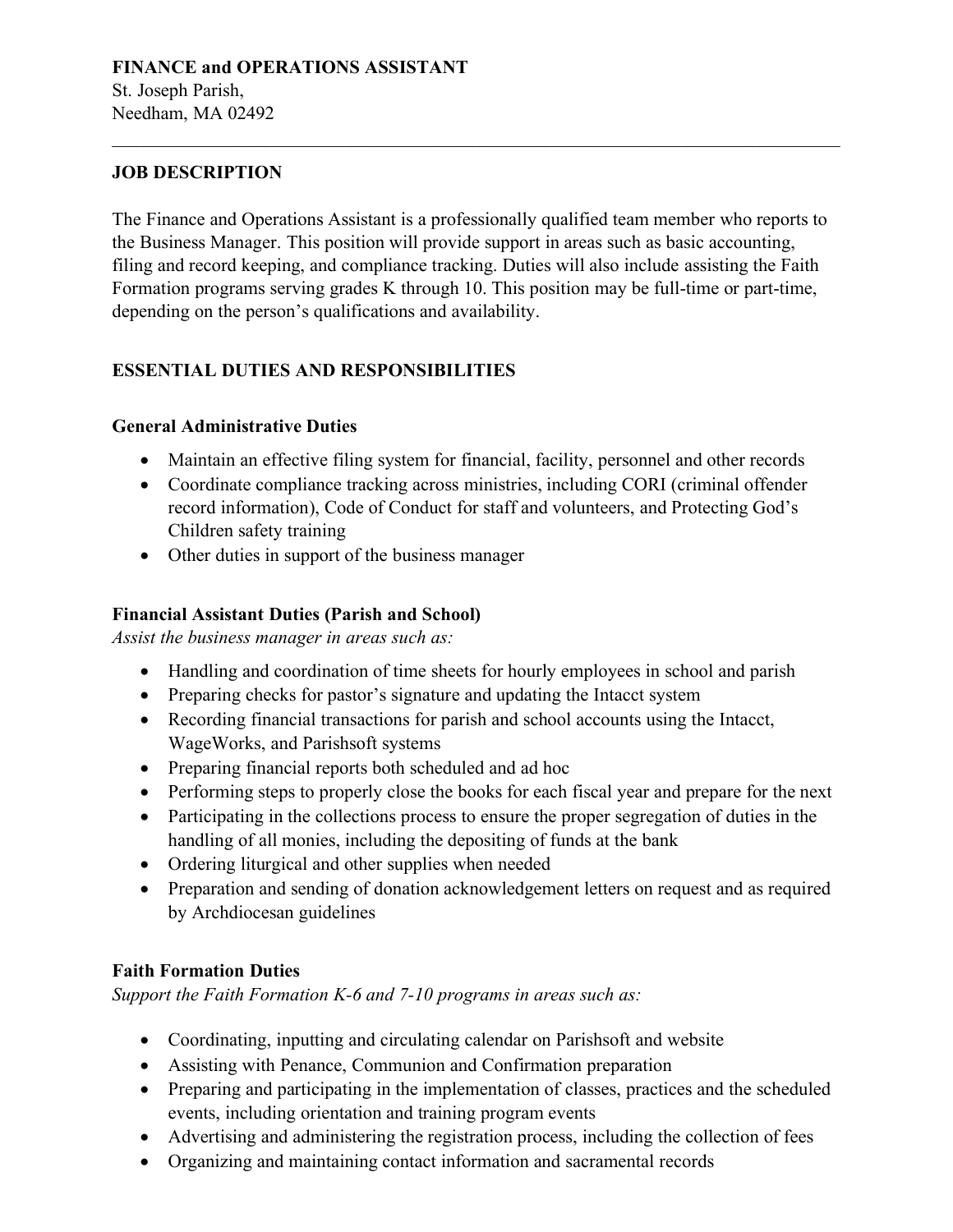**FINANCE and OPERATIONS ASSISTANT**
St. Joseph Parish,
Needham, MA 02492

---

## JOB DESCRIPTION

The Finance and Operations Assistant is a professionally qualified team member who reports to the Business Manager. This position will provide support in areas such as basic accounting, filing and record keeping, and compliance tracking. Duties will also include assisting the Faith Formation programs serving grades K through 10. This position may be full-time or part-time, depending on the person's qualifications and availability.

## ESSENTIAL DUTIES AND RESPONSIBILITIES

### General Administrative Duties

- Maintain an effective filing system for financial, facility, personnel and other records
- Coordinate compliance tracking across ministries, including CORI (criminal offender record information), Code of Conduct for staff and volunteers, and Protecting God's Children safety training
- Other duties in support of the business manager

### Financial Assistant Duties (Parish and School)

*Assist the business manager in areas such as:*

- Handling and coordination of time sheets for hourly employees in school and parish
- Preparing checks for pastor's signature and updating the Intacct system
- Recording financial transactions for parish and school accounts using the Intacct, WageWorks, and Parishsoft systems
- Preparing financial reports both scheduled and ad hoc
- Performing steps to properly close the books for each fiscal year and prepare for the next
- Participating in the collections process to ensure the proper segregation of duties in the handling of all monies, including the depositing of funds at the bank
- Ordering liturgical and other supplies when needed
- Preparation and sending of donation acknowledgement letters on request and as required by Archdiocesan guidelines

### Faith Formation Duties

*Support the Faith Formation K-6 and 7-10 programs in areas such as:*

- Coordinating, inputting and circulating calendar on Parishsoft and website
- Assisting with Penance, Communion and Confirmation preparation
- Preparing and participating in the implementation of classes, practices and the scheduled events, including orientation and training program events
- Advertising and administering the registration process, including the collection of fees
- Organizing and maintaining contact information and sacramental records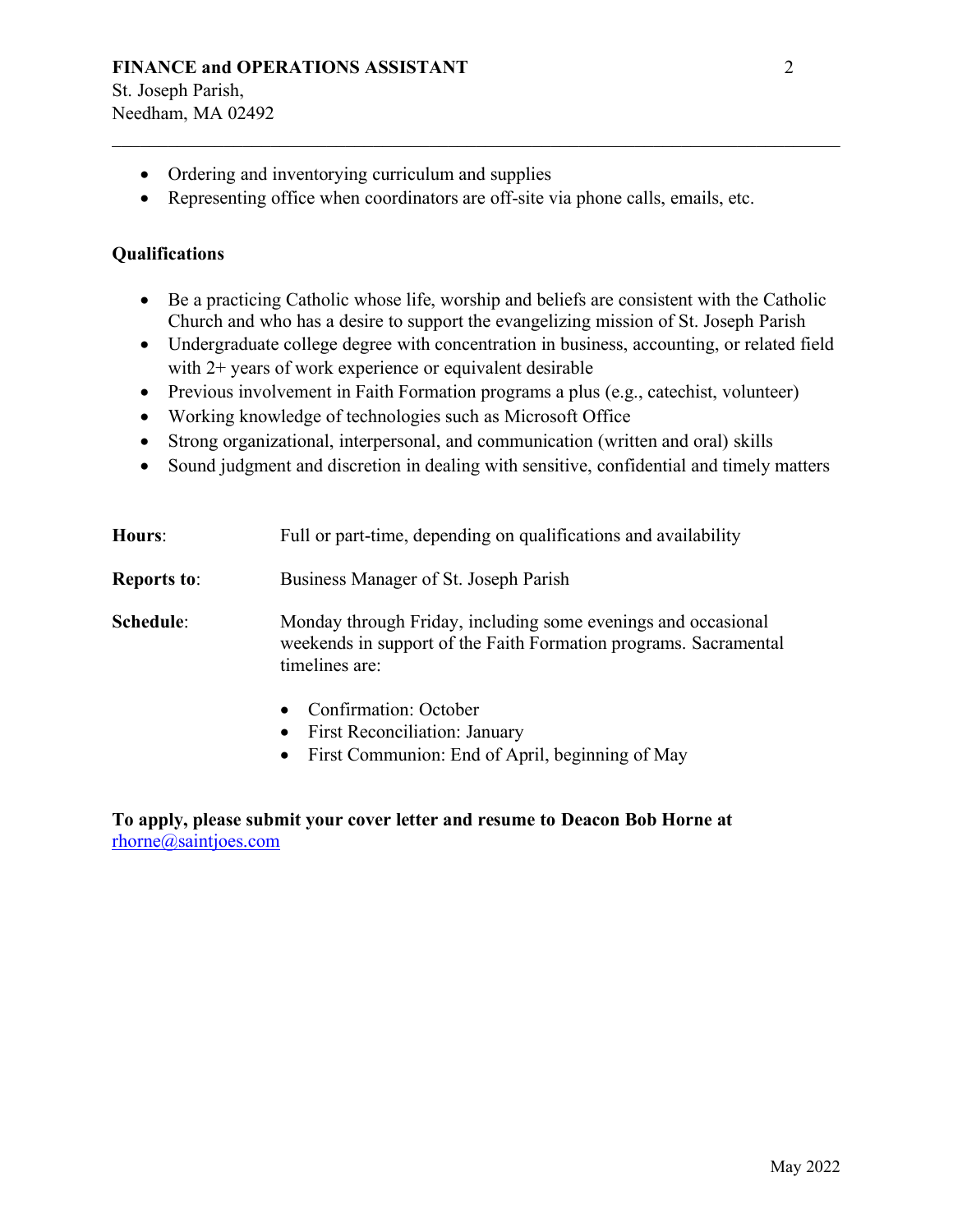- Ordering and inventorying curriculum and supplies
- Representing office when coordinators are off-site via phone calls, emails, etc.

**Qualifications**

- Be a practicing Catholic whose life, worship and beliefs are consistent with the Catholic Church and who has a desire to support the evangelizing mission of St. Joseph Parish
- Undergraduate college degree with concentration in business, accounting, or related field with 2+ years of work experience or equivalent desirable
- Previous involvement in Faith Formation programs a plus (e.g., catechist, volunteer)
- Working knowledge of technologies such as Microsoft Office
- Strong organizational, interpersonal, and communication (written and oral) skills
- Sound judgment and discretion in dealing with sensitive, confidential and timely matters

**Hours**: Full or part-time, depending on qualifications and availability

**Reports to**: Business Manager of St. Joseph Parish

**Schedule**: Monday through Friday, including some evenings and occasional weekends in support of the Faith Formation programs. Sacramental timelines are:

- Confirmation: October
- First Reconciliation: January
- First Communion: End of April, beginning of May

**To apply, please submit your cover letter and resume to Deacon Bob Horne at** rhorne@saintjoes.com

May 2022